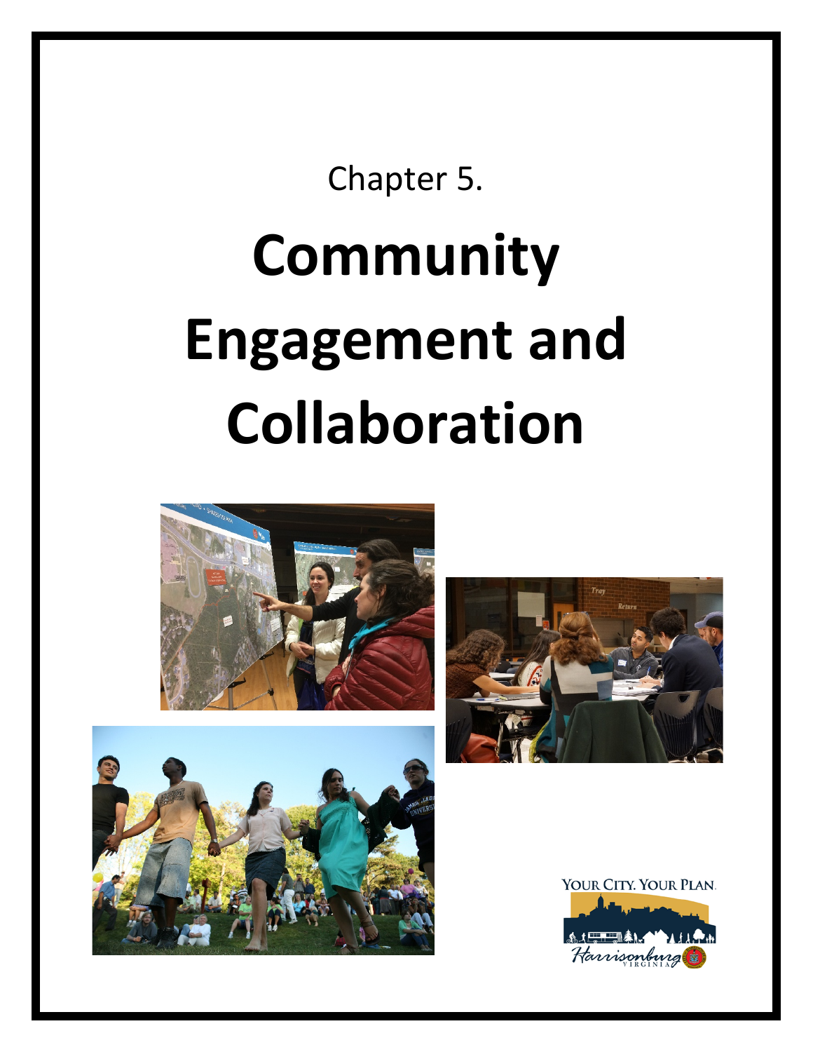Chapter 5.

# Community Engagement and Collaboration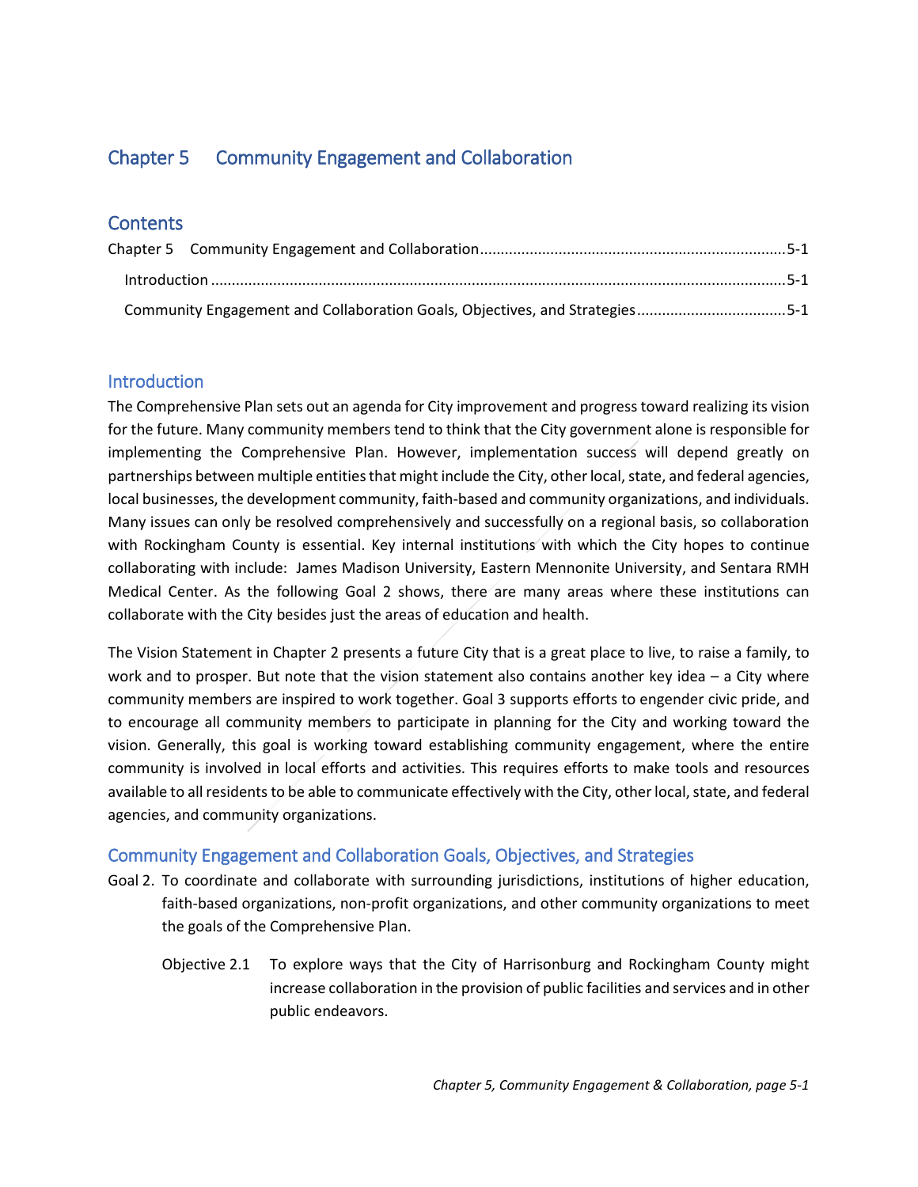# Chapter 5 Community Engagement and Collaboration

## Contents

Chapter 5 Community Engagement and Collaboration ........................................................................5-1

Introduction .........................................................................................................................................5-1

Community Engagement and Collaboration Goals, Objectives, and Strategies ...................................5-1

## Introduction

The Comprehensive Plan sets out an agenda for City improvement and progress toward realizing its vision for the future. Many community members tend to think that the City government alone is responsible for implementing the Comprehensive Plan. However, implementation success will depend greatly on partnerships between multiple entities that might include the City, other local, state, and federal agencies, local businesses, the development community, faith-based and community organizations, and individuals. Many issues can only be resolved comprehensively and successfully on a regional basis, so collaboration with Rockingham County is essential. Key internal institutions with which the City hopes to continue collaborating with include: James Madison University, Eastern Mennonite University, and Sentara RMH Medical Center. As the following Goal 2 shows, there are many areas where these institutions can collaborate with the City besides just the areas of education and health.

The Vision Statement in Chapter 2 presents a future City that is a great place to live, to raise a family, to work and to prosper. But note that the vision statement also contains another key idea – a City where community members are inspired to work together. Goal 3 supports efforts to engender civic pride, and to encourage all community members to participate in planning for the City and working toward the vision. Generally, this goal is working toward establishing community engagement, where the entire community is involved in local efforts and activities. This requires efforts to make tools and resources available to all residents to be able to communicate effectively with the City, other local, state, and federal agencies, and community organizations.

## Community Engagement and Collaboration Goals, Objectives, and Strategies

Goal 2. To coordinate and collaborate with surrounding jurisdictions, institutions of higher education, faith-based organizations, non-profit organizations, and other community organizations to meet the goals of the Comprehensive Plan.

Objective 2.1 To explore ways that the City of Harrisonburg and Rockingham County might increase collaboration in the provision of public facilities and services and in other public endeavors.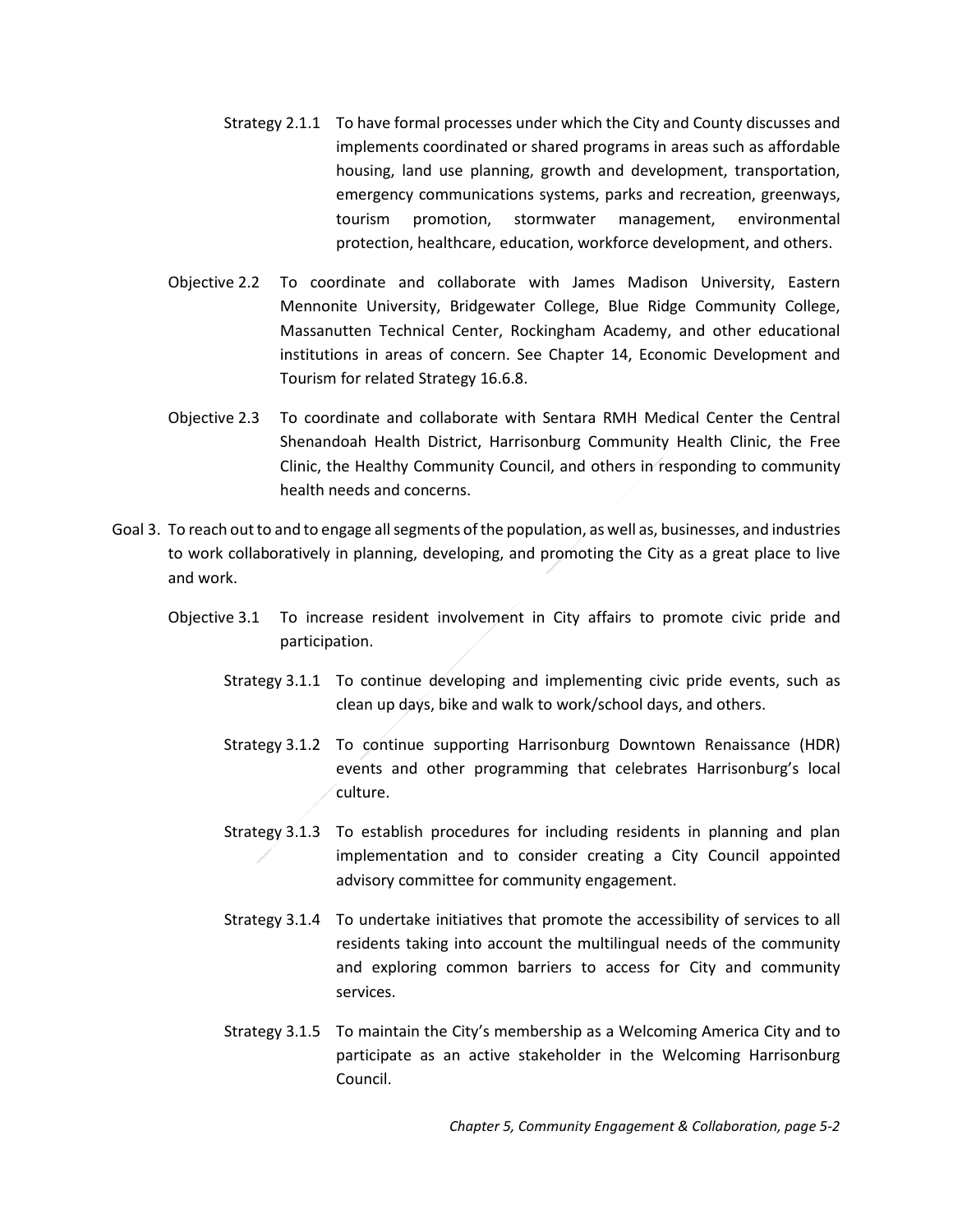Strategy 2.1.1 To have formal processes under which the City and County discusses and implements coordinated or shared programs in areas such as affordable housing, land use planning, growth and development, transportation, emergency communications systems, parks and recreation, greenways, tourism promotion, stormwater management, environmental protection, healthcare, education, workforce development, and others.

Objective 2.2 To coordinate and collaborate with James Madison University, Eastern Mennonite University, Bridgewater College, Blue Ridge Community College, Massanutten Technical Center, Rockingham Academy, and other educational institutions in areas of concern. See Chapter 14, Economic Development and Tourism for related Strategy 16.6.8.

Objective 2.3 To coordinate and collaborate with Sentara RMH Medical Center the Central Shenandoah Health District, Harrisonburg Community Health Clinic, the Free Clinic, the Healthy Community Council, and others in responding to community health needs and concerns.

Goal 3. To reach out to and to engage all segments of the population, as well as, businesses, and industries to work collaboratively in planning, developing, and promoting the City as a great place to live and work.

Objective 3.1 To increase resident involvement in City affairs to promote civic pride and participation.

Strategy 3.1.1 To continue developing and implementing civic pride events, such as clean up days, bike and walk to work/school days, and others.

Strategy 3.1.2 To continue supporting Harrisonburg Downtown Renaissance (HDR) events and other programming that celebrates Harrisonburg's local culture.

Strategy 3.1.3 To establish procedures for including residents in planning and plan implementation and to consider creating a City Council appointed advisory committee for community engagement.

Strategy 3.1.4 To undertake initiatives that promote the accessibility of services to all residents taking into account the multilingual needs of the community and exploring common barriers to access for City and community services.

Strategy 3.1.5 To maintain the City's membership as a Welcoming America City and to participate as an active stakeholder in the Welcoming Harrisonburg Council.